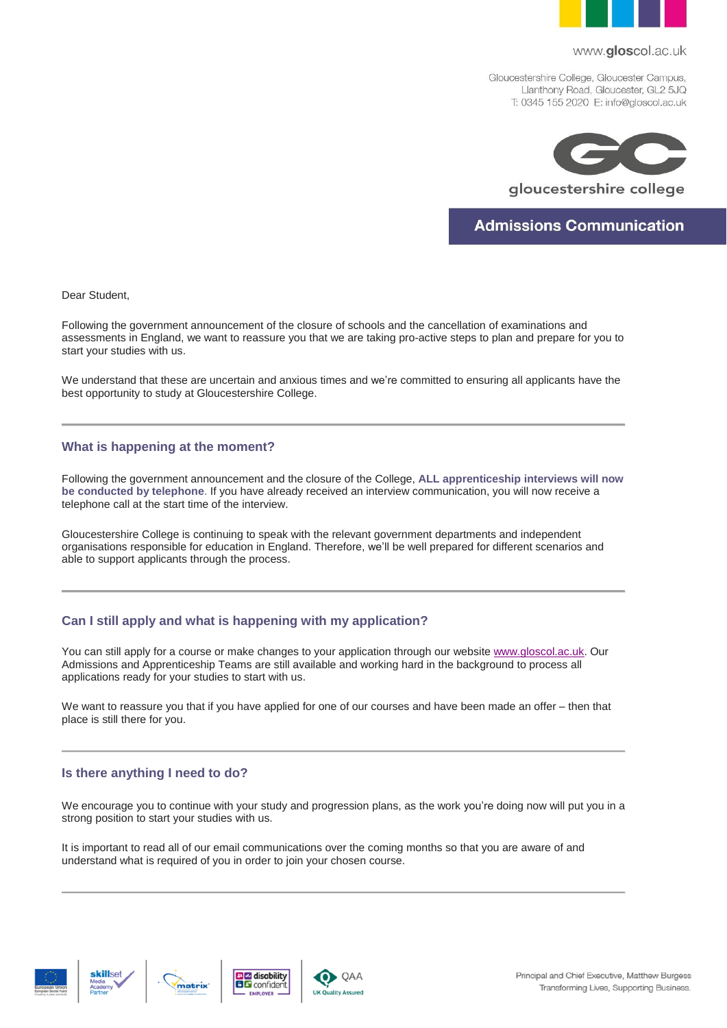www.gloscol.ac.uk

Gloucestershire College, Gloucester Campus,
Llanthony Road, Gloucester, GL2 5JQ
T: 0345 155 2020 E: info@gloscol.ac.uk

gloucestershire college

## Admissions Communication

Dear Student,

Following the government announcement of the closure of schools and the cancellation of examinations and assessments in England, we want to reassure you that we are taking pro-active steps to plan and prepare for you to start your studies with us.

We understand that these are uncertain and anxious times and we're committed to ensuring all applicants have the best opportunity to study at Gloucestershire College.

---

### What is happening at the moment?

Following the government announcement and the closure of the College, **ALL apprenticeship interviews will now be conducted by telephone**. If you have already received an interview communication, you will now receive a telephone call at the start time of the interview.

Gloucestershire College is continuing to speak with the relevant government departments and independent organisations responsible for education in England. Therefore, we'll be well prepared for different scenarios and able to support applicants through the process.

---

### Can I still apply and what is happening with my application?

You can still apply for a course or make changes to your application through our website www.gloscol.ac.uk. Our Admissions and Apprenticeship Teams are still available and working hard in the background to process all applications ready for your studies to start with us.

We want to reassure you that if you have applied for one of our courses and have been made an offer – then that place is still there for you.

---

### Is there anything I need to do?

We encourage you to continue with your study and progression plans, as the work you're doing now will put you in a strong position to start your studies with us.

It is important to read all of our email communications over the coming months so that you are aware of and understand what is required of you in order to join your chosen course.

---

Principal and Chief Executive, Matthew Burgess
Transforming Lives, Supporting Business.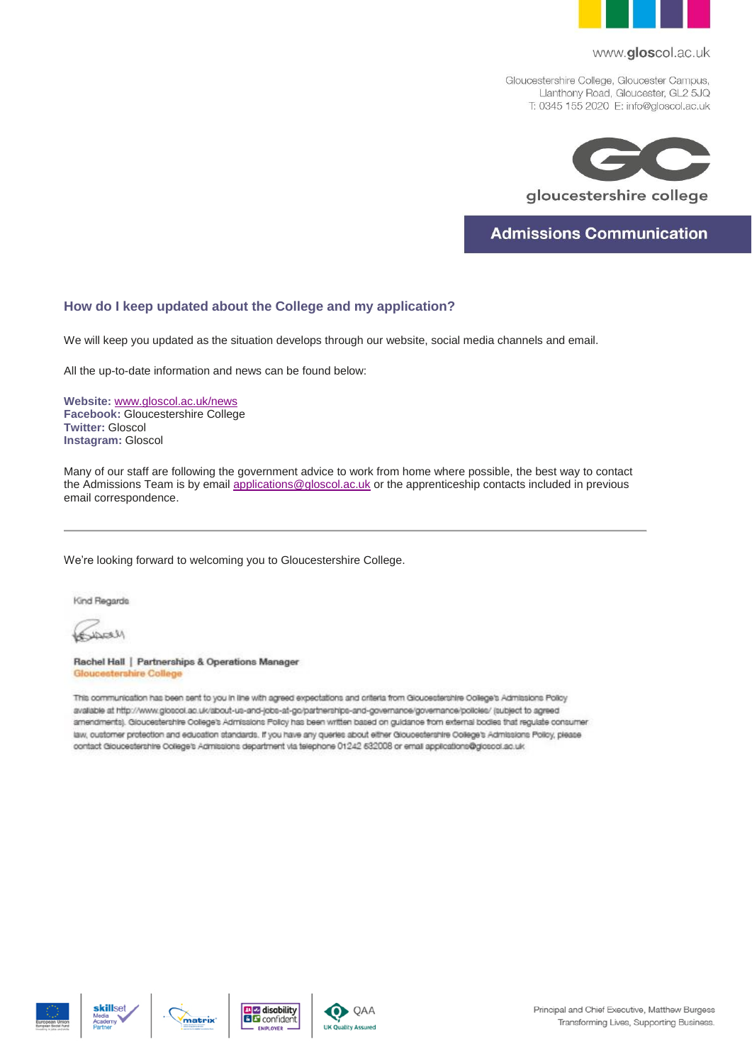www.gloscol.ac.uk

Gloucestershire College, Gloucester Campus,
Llanthony Road, Gloucester, GL2 5JQ
T: 0345 155 2020 E: info@gloscol.ac.uk

gloucestershire college

**Admissions Communication**

### How do I keep updated about the College and my application?

We will keep you updated as the situation develops through our website, social media channels and email.

All the up-to-date information and news can be found below:

**Website:** www.gloscol.ac.uk/news
**Facebook:** Gloucestershire College
**Twitter:** Gloscol
**Instagram:** Gloscol

Many of our staff are following the government advice to work from home where possible, the best way to contact the Admissions Team is by email applications@gloscol.ac.uk or the apprenticeship contacts included in previous email correspondence.

---

We're looking forward to welcoming you to Gloucestershire College.

Kind Regards

**Rachel Hall | Partnerships & Operations Manager**
**Gloucestershire College**

This communication has been sent to you in line with agreed expectations and criteria from Gloucestershire College's Admissions Policy available at http://www.gloscol.ac.uk/about-us-and-jobs-at-gc/partnerships-and-governance/governance/policies/ (subject to agreed amendments). Gloucestershire College's Admissions Policy has been written based on guidance from external bodies that regulate consumer law, customer protection and education standards. If you have any queries about either Gloucestershire College's Admissions Policy, please contact Gloucestershire College's Admissions department via telephone 01242 532008 or email applications@gloscol.ac.uk

Principal and Chief Executive, Matthew Burgess
Transforming Lives, Supporting Business.